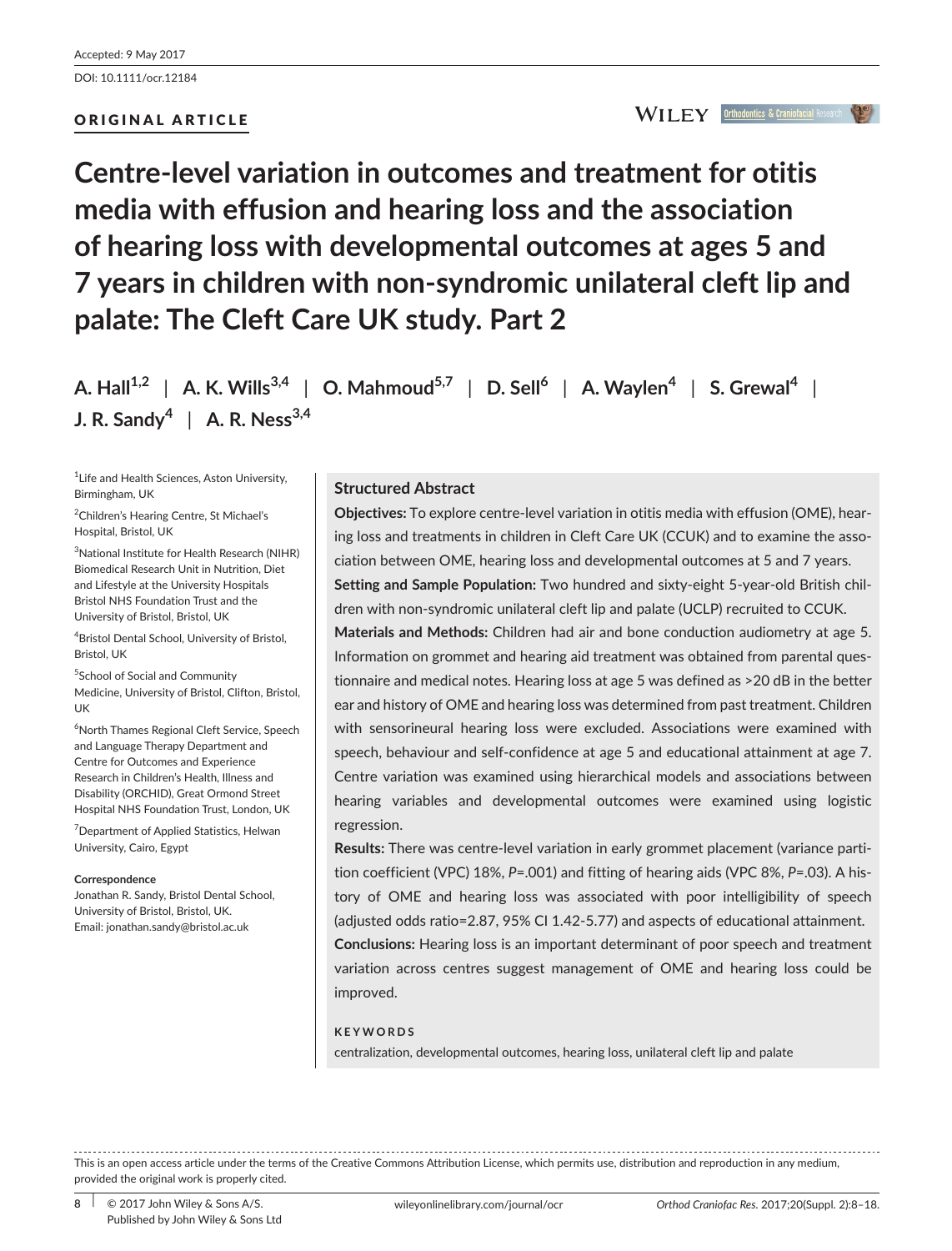Accepted: 9 May 2017

DOI: 10.1111/ocr.12184

ORIGINAL ARTICLE

# Centre-level variation in outcomes and treatment for otitis media with effusion and hearing loss and the association of hearing loss with developmental outcomes at ages 5 and 7 years in children with non-syndromic unilateral cleft lip and palate: The Cleft Care UK study. Part 2

A. Hall[1,2] | A. K. Wills[3,4] | O. Mahmoud[5,7] | D. Sell[6] | A. Waylen[4] | S. Grewal[4] | J. R. Sandy[4] | A. R. Ness[3,4]

[1]Life and Health Sciences, Aston University, Birmingham, UK

[2]Children's Hearing Centre, St Michael's Hospital, Bristol, UK

[3]National Institute for Health Research (NIHR) Biomedical Research Unit in Nutrition, Diet and Lifestyle at the University Hospitals Bristol NHS Foundation Trust and the University of Bristol, Bristol, UK

[4]Bristol Dental School, University of Bristol, Bristol, UK

[5]School of Social and Community Medicine, University of Bristol, Clifton, Bristol, UK

[6]North Thames Regional Cleft Service, Speech and Language Therapy Department and Centre for Outcomes and Experience Research in Children's Health, Illness and Disability (ORCHID), Great Ormond Street Hospital NHS Foundation Trust, London, UK

[7]Department of Applied Statistics, Helwan University, Cairo, Egypt

**Correspondence**
Jonathan R. Sandy, Bristol Dental School, University of Bristol, Bristol, UK.
Email: jonathan.sandy@bristol.ac.uk

## Structured Abstract

**Objectives:** To explore centre-level variation in otitis media with effusion (OME), hearing loss and treatments in children in Cleft Care UK (CCUK) and to examine the association between OME, hearing loss and developmental outcomes at 5 and 7 years.

**Setting and Sample Population:** Two hundred and sixty-eight 5-year-old British children with non-syndromic unilateral cleft lip and palate (UCLP) recruited to CCUK.

**Materials and Methods:** Children had air and bone conduction audiometry at age 5. Information on grommet and hearing aid treatment was obtained from parental questionnaire and medical notes. Hearing loss at age 5 was defined as >20 dB in the better ear and history of OME and hearing loss was determined from past treatment. Children with sensorineural hearing loss were excluded. Associations were examined with speech, behaviour and self-confidence at age 5 and educational attainment at age 7. Centre variation was examined using hierarchical models and associations between hearing variables and developmental outcomes were examined using logistic regression.

**Results:** There was centre-level variation in early grommet placement (variance partition coefficient (VPC) 18%, $P$=.001) and fitting of hearing aids (VPC 8%, $P$=.03). A history of OME and hearing loss was associated with poor intelligibility of speech (adjusted odds ratio=2.87, 95% CI 1.42-5.77) and aspects of educational attainment.

**Conclusions:** Hearing loss is an important determinant of poor speech and treatment variation across centres suggest management of OME and hearing loss could be improved.

**KEYWORDS**
centralization, developmental outcomes, hearing loss, unilateral cleft lip and palate

This is an open access article under the terms of the Creative Commons Attribution License, which permits use, distribution and reproduction in any medium, provided the original work is properly cited.

© 2017 John Wiley & Sons A/S. Published by John Wiley & Sons Ltd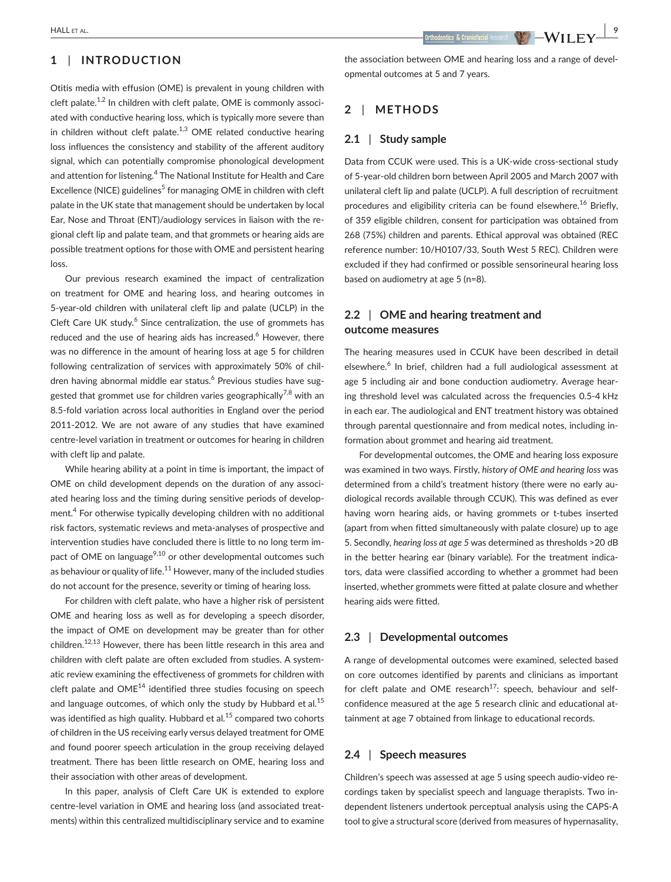## 1 | INTRODUCTION

Otitis media with effusion (OME) is prevalent in young children with cleft palate.[1,2] In children with cleft palate, OME is commonly associated with conductive hearing loss, which is typically more severe than in children without cleft palate.[1,3] OME related conductive hearing loss influences the consistency and stability of the afferent auditory signal, which can potentially compromise phonological development and attention for listening.[4] The National Institute for Health and Care Excellence (NICE) guidelines[5] for managing OME in children with cleft palate in the UK state that management should be undertaken by local Ear, Nose and Throat (ENT)/audiology services in liaison with the regional cleft lip and palate team, and that grommets or hearing aids are possible treatment options for those with OME and persistent hearing loss.

Our previous research examined the impact of centralization on treatment for OME and hearing loss, and hearing outcomes in 5-year-old children with unilateral cleft lip and palate (UCLP) in the Cleft Care UK study.[6] Since centralization, the use of grommets has reduced and the use of hearing aids has increased.[6] However, there was no difference in the amount of hearing loss at age 5 for children following centralization of services with approximately 50% of children having abnormal middle ear status.[6] Previous studies have suggested that grommet use for children varies geographically[7,8] with an 8.5-fold variation across local authorities in England over the period 2011-2012. We are not aware of any studies that have examined centre-level variation in treatment or outcomes for hearing in children with cleft lip and palate.

While hearing ability at a point in time is important, the impact of OME on child development depends on the duration of any associated hearing loss and the timing during sensitive periods of development.[4] For otherwise typically developing children with no additional risk factors, systematic reviews and meta-analyses of prospective and intervention studies have concluded there is little to no long term impact of OME on language[9,10] or other developmental outcomes such as behaviour or quality of life.[11] However, many of the included studies do not account for the presence, severity or timing of hearing loss.

For children with cleft palate, who have a higher risk of persistent OME and hearing loss as well as for developing a speech disorder, the impact of OME on development may be greater than for other children.[12,13] However, there has been little research in this area and children with cleft palate are often excluded from studies. A systematic review examining the effectiveness of grommets for children with cleft palate and OME[14] identified three studies focusing on speech and language outcomes, of which only the study by Hubbard et al.[15] was identified as high quality. Hubbard et al.[15] compared two cohorts of children in the US receiving early versus delayed treatment for OME and found poorer speech articulation in the group receiving delayed treatment. There has been little research on OME, hearing loss and their association with other areas of development.

In this paper, analysis of Cleft Care UK is extended to explore centre-level variation in OME and hearing loss (and associated treatments) within this centralized multidisciplinary service and to examine the association between OME and hearing loss and a range of developmental outcomes at 5 and 7 years.

## 2 | METHODS

### 2.1 | Study sample

Data from CCUK were used. This is a UK-wide cross-sectional study of 5-year-old children born between April 2005 and March 2007 with unilateral cleft lip and palate (UCLP). A full description of recruitment procedures and eligibility criteria can be found elsewhere.[16] Briefly, of 359 eligible children, consent for participation was obtained from 268 (75%) children and parents. Ethical approval was obtained (REC reference number: 10/H0107/33, South West 5 REC). Children were excluded if they had confirmed or possible sensorineural hearing loss based on audiometry at age 5 (n=8).

### 2.2 | OME and hearing treatment and outcome measures

The hearing measures used in CCUK have been described in detail elsewhere.[6] In brief, children had a full audiological assessment at age 5 including air and bone conduction audiometry. Average hearing threshold level was calculated across the frequencies 0.5-4 kHz in each ear. The audiological and ENT treatment history was obtained through parental questionnaire and from medical notes, including information about grommet and hearing aid treatment.

For developmental outcomes, the OME and hearing loss exposure was examined in two ways. Firstly, *history of OME and hearing loss* was determined from a child's treatment history (there were no early audiological records available through CCUK). This was defined as ever having worn hearing aids, or having grommets or t-tubes inserted (apart from when fitted simultaneously with palate closure) up to age 5. Secondly, *hearing loss at age 5* was determined as thresholds >20 dB in the better hearing ear (binary variable). For the treatment indicators, data were classified according to whether a grommet had been inserted, whether grommets were fitted at palate closure and whether hearing aids were fitted.

### 2.3 | Developmental outcomes

A range of developmental outcomes were examined, selected based on core outcomes identified by parents and clinicians as important for cleft palate and OME research[17]: speech, behaviour and self-confidence measured at the age 5 research clinic and educational attainment at age 7 obtained from linkage to educational records.

### 2.4 | Speech measures

Children's speech was assessed at age 5 using speech audio-video recordings taken by specialist speech and language therapists. Two independent listeners undertook perceptual analysis using the CAPS-A tool to give a structural score (derived from measures of hypernasality,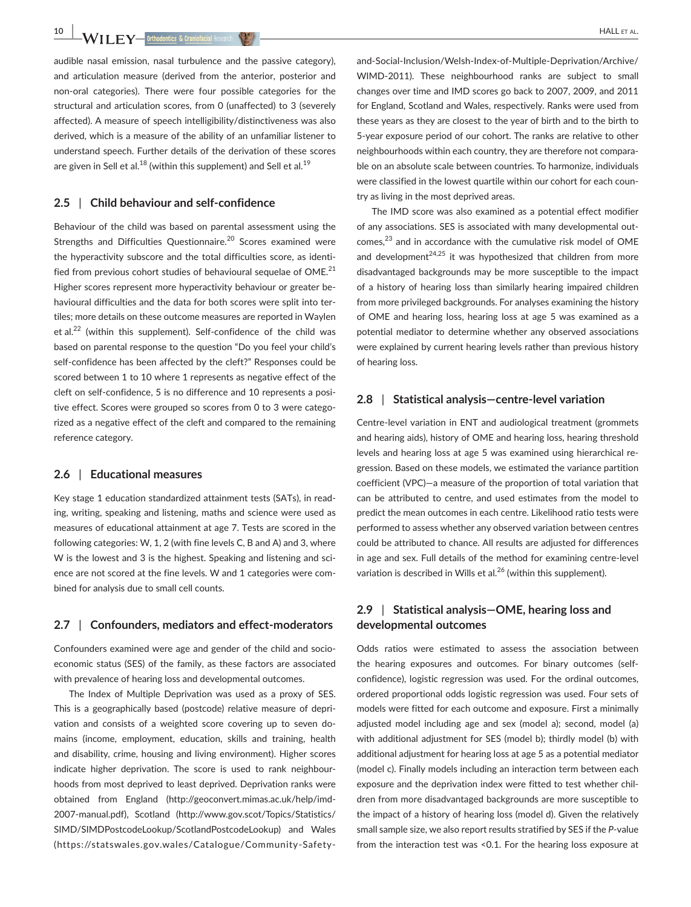audible nasal emission, nasal turbulence and the passive category), and articulation measure (derived from the anterior, posterior and non-oral categories). There were four possible categories for the structural and articulation scores, from 0 (unaffected) to 3 (severely affected). A measure of speech intelligibility/distinctiveness was also derived, which is a measure of the ability of an unfamiliar listener to understand speech. Further details of the derivation of these scores are given in Sell et al.[18] (within this supplement) and Sell et al.[19]

### 2.5 | Child behaviour and self-confidence

Behaviour of the child was based on parental assessment using the Strengths and Difficulties Questionnaire.[20] Scores examined were the hyperactivity subscore and the total difficulties score, as identified from previous cohort studies of behavioural sequelae of OME.[21] Higher scores represent more hyperactivity behaviour or greater behavioural difficulties and the data for both scores were split into tertiles; more details on these outcome measures are reported in Waylen et al.[22] (within this supplement). Self-confidence of the child was based on parental response to the question "Do you feel your child's self-confidence has been affected by the cleft?" Responses could be scored between 1 to 10 where 1 represents as negative effect of the cleft on self-confidence, 5 is no difference and 10 represents a positive effect. Scores were grouped so scores from 0 to 3 were categorized as a negative effect of the cleft and compared to the remaining reference category.

### 2.6 | Educational measures

Key stage 1 education standardized attainment tests (SATs), in reading, writing, speaking and listening, maths and science were used as measures of educational attainment at age 7. Tests are scored in the following categories: W, 1, 2 (with fine levels C, B and A) and 3, where W is the lowest and 3 is the highest. Speaking and listening and science are not scored at the fine levels. W and 1 categories were combined for analysis due to small cell counts.

### 2.7 | Confounders, mediators and effect-moderators

Confounders examined were age and gender of the child and socioeconomic status (SES) of the family, as these factors are associated with prevalence of hearing loss and developmental outcomes.

The Index of Multiple Deprivation was used as a proxy of SES. This is a geographically based (postcode) relative measure of deprivation and consists of a weighted score covering up to seven domains (income, employment, education, skills and training, health and disability, crime, housing and living environment). Higher scores indicate higher deprivation. The score is used to rank neighbourhoods from most deprived to least deprived. Deprivation ranks were obtained from England (http://geoconvert.mimas.ac.uk/help/imd-2007-manual.pdf), Scotland (http://www.gov.scot/Topics/Statistics/SIMD/SIMDPostcodeLookup/ScotlandPostcodeLookup) and Wales (https://statswales.gov.wales/Catalogue/Community-Safety-and-Social-Inclusion/Welsh-Index-of-Multiple-Deprivation/Archive/WIMD-2011). These neighbourhood ranks are subject to small changes over time and IMD scores go back to 2007, 2009, and 2011 for England, Scotland and Wales, respectively. Ranks were used from these years as they are closest to the year of birth and to the birth to 5-year exposure period of our cohort. The ranks are relative to other neighbourhoods within each country, they are therefore not comparable on an absolute scale between countries. To harmonize, individuals were classified in the lowest quartile within our cohort for each country as living in the most deprived areas.

The IMD score was also examined as a potential effect modifier of any associations. SES is associated with many developmental outcomes,[23] and in accordance with the cumulative risk model of OME and development[24,25] it was hypothesized that children from more disadvantaged backgrounds may be more susceptible to the impact of a history of hearing loss than similarly hearing impaired children from more privileged backgrounds. For analyses examining the history of OME and hearing loss, hearing loss at age 5 was examined as a potential mediator to determine whether any observed associations were explained by current hearing levels rather than previous history of hearing loss.

### 2.8 | Statistical analysis—centre-level variation

Centre-level variation in ENT and audiological treatment (grommets and hearing aids), history of OME and hearing loss, hearing threshold levels and hearing loss at age 5 was examined using hierarchical regression. Based on these models, we estimated the variance partition coefficient (VPC)—a measure of the proportion of total variation that can be attributed to centre, and used estimates from the model to predict the mean outcomes in each centre. Likelihood ratio tests were performed to assess whether any observed variation between centres could be attributed to chance. All results are adjusted for differences in age and sex. Full details of the method for examining centre-level variation is described in Wills et al.[26] (within this supplement).

### 2.9 | Statistical analysis—OME, hearing loss and developmental outcomes

Odds ratios were estimated to assess the association between the hearing exposures and outcomes. For binary outcomes (self-confidence), logistic regression was used. For the ordinal outcomes, ordered proportional odds logistic regression was used. Four sets of models were fitted for each outcome and exposure. First a minimally adjusted model including age and sex (model a); second, model (a) with additional adjustment for SES (model b); thirdly model (b) with additional adjustment for hearing loss at age 5 as a potential mediator (model c). Finally models including an interaction term between each exposure and the deprivation index were fitted to test whether children from more disadvantaged backgrounds are more susceptible to the impact of a history of hearing loss (model d). Given the relatively small sample size, we also report results stratified by SES if the $P$-value from the interaction test was <0.1. For the hearing loss exposure at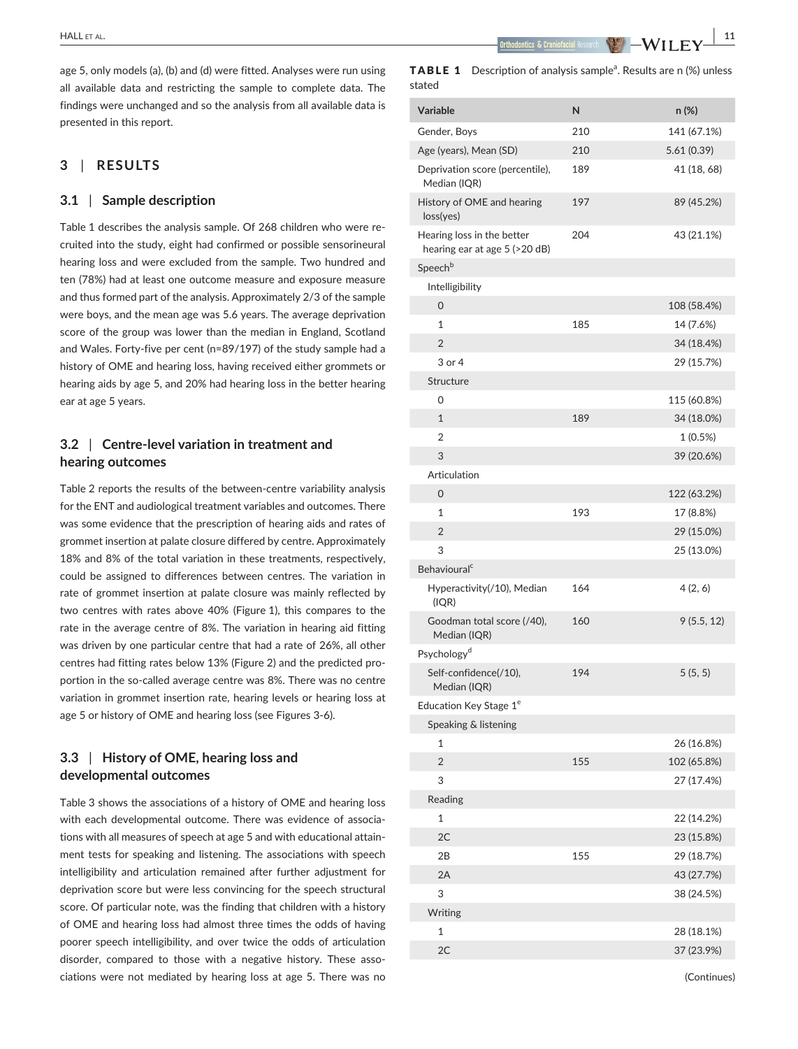age 5, only models (a), (b) and (d) were fitted. Analyses were run using all available data and restricting the sample to complete data. The findings were unchanged and so the analysis from all available data is presented in this report.

## 3 | RESULTS

### 3.1 | Sample description

Table 1 describes the analysis sample. Of 268 children who were recruited into the study, eight had confirmed or possible sensorineural hearing loss and were excluded from the sample. Two hundred and ten (78%) had at least one outcome measure and exposure measure and thus formed part of the analysis. Approximately 2/3 of the sample were boys, and the mean age was 5.6 years. The average deprivation score of the group was lower than the median in England, Scotland and Wales. Forty-five per cent (n=89/197) of the study sample had a history of OME and hearing loss, having received either grommets or hearing aids by age 5, and 20% had hearing loss in the better hearing ear at age 5 years.

### 3.2 | Centre-level variation in treatment and hearing outcomes

Table 2 reports the results of the between-centre variability analysis for the ENT and audiological treatment variables and outcomes. There was some evidence that the prescription of hearing aids and rates of grommet insertion at palate closure differed by centre. Approximately 18% and 8% of the total variation in these treatments, respectively, could be assigned to differences between centres. The variation in rate of grommet insertion at palate closure was mainly reflected by two centres with rates above 40% (Figure 1), this compares to the rate in the average centre of 8%. The variation in hearing aid fitting was driven by one particular centre that had a rate of 26%, all other centres had fitting rates below 13% (Figure 2) and the predicted proportion in the so-called average centre was 8%. There was no centre variation in grommet insertion rate, hearing levels or hearing loss at age 5 or history of OME and hearing loss (see Figures 3-6).

### 3.3 | History of OME, hearing loss and developmental outcomes

Table 3 shows the associations of a history of OME and hearing loss with each developmental outcome. There was evidence of associations with all measures of speech at age 5 and with educational attainment tests for speaking and listening. The associations with speech intelligibility and articulation remained after further adjustment for deprivation score but were less convincing for the speech structural score. Of particular note, was the finding that children with a history of OME and hearing loss had almost three times the odds of having poorer speech intelligibility, and over twice the odds of articulation disorder, compared to those with a negative history. These associations were not mediated by hearing loss at age 5. There was no

**TABLE 1** Description of analysis sample[a]. Results are n (%) unless stated

| Variable | N | n (%) |
|---|---|---|
| Gender, Boys | 210 | 141 (67.1%) |
| Age (years), Mean (SD) | 210 | 5.61 (0.39) |
| Deprivation score (percentile), Median (IQR) | 189 | 41 (18, 68) |
| History of OME and hearing loss(yes) | 197 | 89 (45.2%) |
| Hearing loss in the better hearing ear at age 5 (>20 dB) | 204 | 43 (21.1%) |
| Speech[b] | | |
| Intelligibility | | |
| 0 | | 108 (58.4%) |
| 1 | 185 | 14 (7.6%) |
| 2 | | 34 (18.4%) |
| 3 or 4 | | 29 (15.7%) |
| Structure | | |
| 0 | | 115 (60.8%) |
| 1 | 189 | 34 (18.0%) |
| 2 | | 1 (0.5%) |
| 3 | | 39 (20.6%) |
| Articulation | | |
| 0 | | 122 (63.2%) |
| 1 | 193 | 17 (8.8%) |
| 2 | | 29 (15.0%) |
| 3 | | 25 (13.0%) |
| Behavioural[c] | | |
| Hyperactivity(/10), Median (IQR) | 164 | 4 (2, 6) |
| Goodman total score (/40), Median (IQR) | 160 | 9 (5.5, 12) |
| Psychology[d] | | |
| Self-confidence(/10), Median (IQR) | 194 | 5 (5, 5) |
| Education Key Stage 1[e] | | |
| Speaking & listening | | |
| 1 | | 26 (16.8%) |
| 2 | 155 | 102 (65.8%) |
| 3 | | 27 (17.4%) |
| Reading | | |
| 1 | | 22 (14.2%) |
| 2C | | 23 (15.8%) |
| 2B | 155 | 29 (18.7%) |
| 2A | | 43 (27.7%) |
| 3 | | 38 (24.5%) |
| Writing | | |
| 1 | | 28 (18.1%) |
| 2C | | 37 (23.9%) |

(Continues)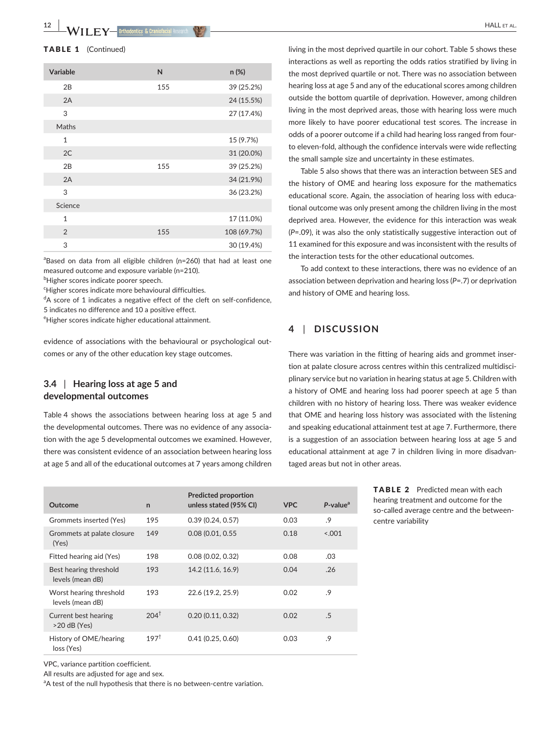**TABLE 1** (Continued)

| Variable | N | n (%) |
|---|---|---|
| 2B | 155 | 39 (25.2%) |
| 2A | | 24 (15.5%) |
| 3 | | 27 (17.4%) |
| Maths | | |
| 1 | | 15 (9.7%) |
| 2C | | 31 (20.0%) |
| 2B | 155 | 39 (25.2%) |
| 2A | | 34 (21.9%) |
| 3 | | 36 (23.2%) |
| Science | | |
| 1 | | 17 (11.0%) |
| 2 | 155 | 108 (69.7%) |
| 3 | | 30 (19.4%) |

[a]Based on data from all eligible children (n=260) that had at least one measured outcome and exposure variable (n=210).
[b]Higher scores indicate poorer speech.
[c]Higher scores indicate more behavioural difficulties.
[d]A score of 1 indicates a negative effect of the cleft on self-confidence, 5 indicates no difference and 10 a positive effect.
[e]Higher scores indicate higher educational attainment.

evidence of associations with the behavioural or psychological outcomes or any of the other education key stage outcomes.

### 3.4 | Hearing loss at age 5 and developmental outcomes

Table 4 shows the associations between hearing loss at age 5 and the developmental outcomes. There was no evidence of any association with the age 5 developmental outcomes we examined. However, there was consistent evidence of an association between hearing loss at age 5 and all of the educational outcomes at 7 years among children living in the most deprived quartile in our cohort. Table 5 shows these interactions as well as reporting the odds ratios stratified by living in the most deprived quartile or not. There was no association between hearing loss at age 5 and any of the educational scores among children outside the bottom quartile of deprivation. However, among children living in the most deprived areas, those with hearing loss were much more likely to have poorer educational test scores. The increase in odds of a poorer outcome if a child had hearing loss ranged from four- to eleven-fold, although the confidence intervals were wide reflecting the small sample size and uncertainty in these estimates.

Table 5 also shows that there was an interaction between SES and the history of OME and hearing loss exposure for the mathematics educational score. Again, the association of hearing loss with educational outcome was only present among the children living in the most deprived area. However, the evidence for this interaction was weak (*P*=.09), it was also the only statistically suggestive interaction out of 11 examined for this exposure and was inconsistent with the results of the interaction tests for the other educational outcomes.

To add context to these interactions, there was no evidence of an association between deprivation and hearing loss (*P*=.7) or deprivation and history of OME and hearing loss.

## 4 | DISCUSSION

There was variation in the fitting of hearing aids and grommet insertion at palate closure across centres within this centralized multidisciplinary service but no variation in hearing status at age 5. Children with a history of OME and hearing loss had poorer speech at age 5 than children with no history of hearing loss. There was weaker evidence that OME and hearing loss history was associated with the listening and speaking educational attainment test at age 7. Furthermore, there is a suggestion of an association between hearing loss at age 5 and educational attainment at age 7 in children living in more disadvantaged areas but not in other areas.

**TABLE 2** Predicted mean with each hearing treatment and outcome for the so-called average centre and the between-centre variability

| Outcome | n | Predicted proportion unless stated (95% CI) | VPC | *P*-value[a] |
|---|---|---|---|---|
| Grommets inserted (Yes) | 195 | 0.39 (0.24, 0.57) | 0.03 | .9 |
| Grommets at palate closure (Yes) | 149 | 0.08 (0.01, 0.55 | 0.18 | <.001 |
| Fitted hearing aid (Yes) | 198 | 0.08 (0.02, 0.32) | 0.08 | .03 |
| Best hearing threshold levels (mean dB) | 193 | 14.2 (11.6, 16.9) | 0.04 | .26 |
| Worst hearing threshold levels (mean dB) | 193 | 22.6 (19.2, 25.9) | 0.02 | .9 |
| Current best hearing >20 dB (Yes) | 204[†] | 0.20 (0.11, 0.32) | 0.02 | .5 |
| History of OME/hearing loss (Yes) | 197[†] | 0.41 (0.25, 0.60) | 0.03 | .9 |

VPC, variance partition coefficient.
All results are adjusted for age and sex.
[a]A test of the null hypothesis that there is no between-centre variation.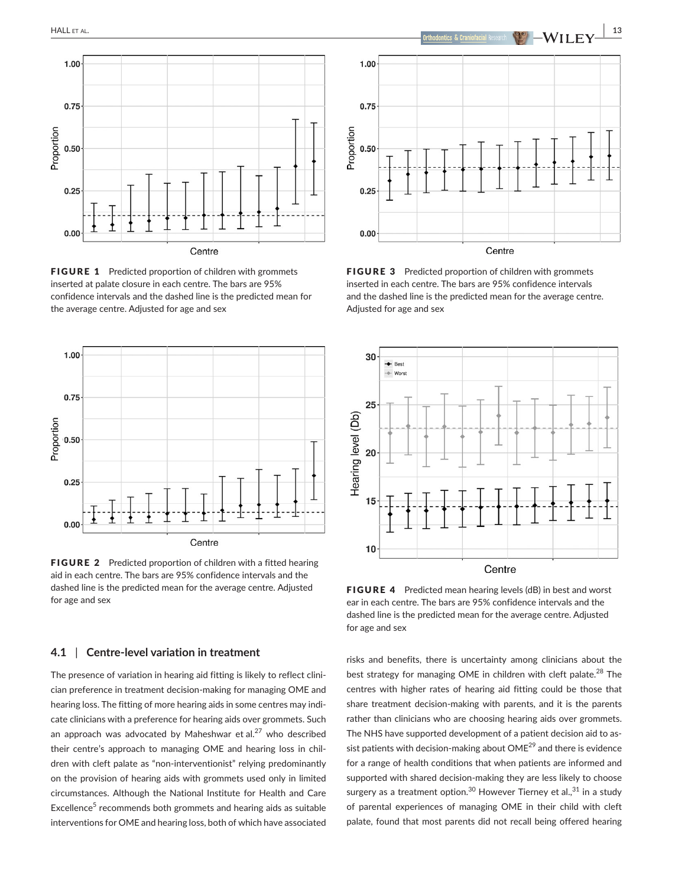FIGURE 1 Predicted proportion of children with grommets inserted at palate closure in each centre. The bars are 95% confidence intervals and the dashed line is the predicted mean for the average centre. Adjusted for age and sex

FIGURE 3 Predicted proportion of children with grommets inserted in each centre. The bars are 95% confidence intervals and the dashed line is the predicted mean for the average centre. Adjusted for age and sex

FIGURE 2 Predicted proportion of children with a fitted hearing aid in each centre. The bars are 95% confidence intervals and the dashed line is the predicted mean for the average centre. Adjusted for age and sex

FIGURE 4 Predicted mean hearing levels (dB) in best and worst ear in each centre. The bars are 95% confidence intervals and the dashed line is the predicted mean for the average centre. Adjusted for age and sex

### 4.1 | Centre-level variation in treatment

The presence of variation in hearing aid fitting is likely to reflect clinician preference in treatment decision-making for managing OME and hearing loss. The fitting of more hearing aids in some centres may indicate clinicians with a preference for hearing aids over grommets. Such an approach was advocated by Maheshwar et al.[27] who described their centre's approach to managing OME and hearing loss in children with cleft palate as "non-interventionist" relying predominantly on the provision of hearing aids with grommets used only in limited circumstances. Although the National Institute for Health and Care Excellence[5] recommends both grommets and hearing aids as suitable interventions for OME and hearing loss, both of which have associated risks and benefits, there is uncertainty among clinicians about the best strategy for managing OME in children with cleft palate.[28] The centres with higher rates of hearing aid fitting could be those that share treatment decision-making with parents, and it is the parents rather than clinicians who are choosing hearing aids over grommets. The NHS have supported development of a patient decision aid to assist patients with decision-making about OME[29] and there is evidence for a range of health conditions that when patients are informed and supported with shared decision-making they are less likely to choose surgery as a treatment option.[30] However Tierney et al.,[31] in a study of parental experiences of managing OME in their child with cleft palate, found that most parents did not recall being offered hearing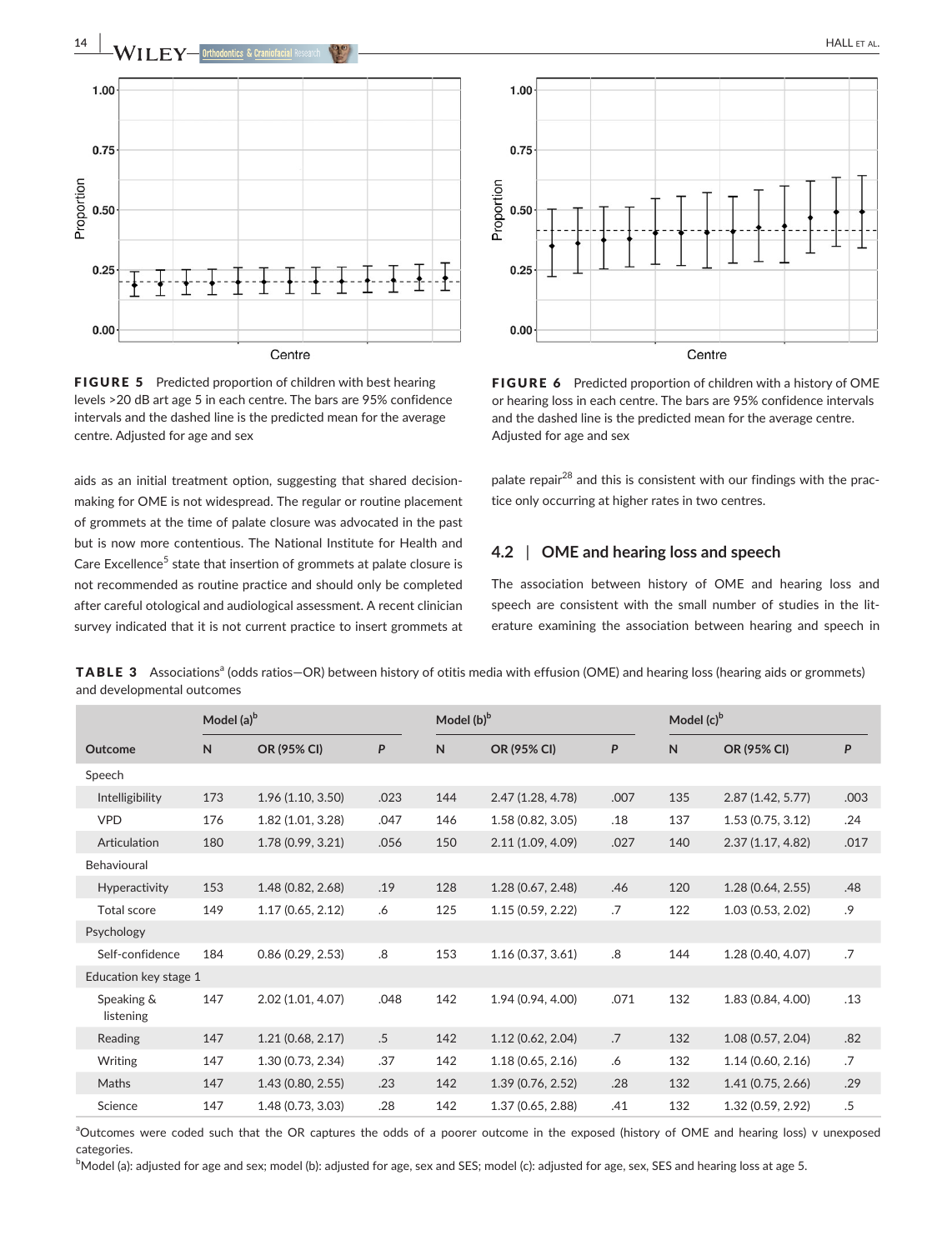FIGURE 5 Predicted proportion of children with best hearing levels >20 dB art age 5 in each centre. The bars are 95% confidence intervals and the dashed line is the predicted mean for the average centre. Adjusted for age and sex

FIGURE 6 Predicted proportion of children with a history of OME or hearing loss in each centre. The bars are 95% confidence intervals and the dashed line is the predicted mean for the average centre. Adjusted for age and sex

aids as an initial treatment option, suggesting that shared decision-making for OME is not widespread. The regular or routine placement of grommets at the time of palate closure was advocated in the past but is now more contentious. The National Institute for Health and Care Excellence[5] state that insertion of grommets at palate closure is not recommended as routine practice and should only be completed after careful otological and audiological assessment. A recent clinician survey indicated that it is not current practice to insert grommets at palate repair[28] and this is consistent with our findings with the practice only occurring at higher rates in two centres.

## 4.2 | OME and hearing loss and speech

The association between history of OME and hearing loss and speech are consistent with the small number of studies in the literature examining the association between hearing and speech in

**TABLE 3** Associations[a] (odds ratios—OR) between history of otitis media with effusion (OME) and hearing loss (hearing aids or grommets) and developmental outcomes

| | Model (a)[b] | | | Model (b)[b] | | | Model (c)[b] | | |
|---|---|---|---|---|---|---|---|---|---|
| Outcome | N | OR (95% CI) | P | N | OR (95% CI) | P | N | OR (95% CI) | P |
| Speech | | | | | | | | | |
| Intelligibility | 173 | 1.96 (1.10, 3.50) | .023 | 144 | 2.47 (1.28, 4.78) | .007 | 135 | 2.87 (1.42, 5.77) | .003 |
| VPD | 176 | 1.82 (1.01, 3.28) | .047 | 146 | 1.58 (0.82, 3.05) | .18 | 137 | 1.53 (0.75, 3.12) | .24 |
| Articulation | 180 | 1.78 (0.99, 3.21) | .056 | 150 | 2.11 (1.09, 4.09) | .027 | 140 | 2.37 (1.17, 4.82) | .017 |
| Behavioural | | | | | | | | | |
| Hyperactivity | 153 | 1.48 (0.82, 2.68) | .19 | 128 | 1.28 (0.67, 2.48) | .46 | 120 | 1.28 (0.64, 2.55) | .48 |
| Total score | 149 | 1.17 (0.65, 2.12) | .6 | 125 | 1.15 (0.59, 2.22) | .7 | 122 | 1.03 (0.53, 2.02) | .9 |
| Psychology | | | | | | | | | |
| Self-confidence | 184 | 0.86 (0.29, 2.53) | .8 | 153 | 1.16 (0.37, 3.61) | .8 | 144 | 1.28 (0.40, 4.07) | .7 |
| Education key stage 1 | | | | | | | | | |
| Speaking & listening | 147 | 2.02 (1.01, 4.07) | .048 | 142 | 1.94 (0.94, 4.00) | .071 | 132 | 1.83 (0.84, 4.00) | .13 |
| Reading | 147 | 1.21 (0.68, 2.17) | .5 | 142 | 1.12 (0.62, 2.04) | .7 | 132 | 1.08 (0.57, 2.04) | .82 |
| Writing | 147 | 1.30 (0.73, 2.34) | .37 | 142 | 1.18 (0.65, 2.16) | .6 | 132 | 1.14 (0.60, 2.16) | .7 |
| Maths | 147 | 1.43 (0.80, 2.55) | .23 | 142 | 1.39 (0.76, 2.52) | .28 | 132 | 1.41 (0.75, 2.66) | .29 |
| Science | 147 | 1.48 (0.73, 3.03) | .28 | 142 | 1.37 (0.65, 2.88) | .41 | 132 | 1.32 (0.59, 2.92) | .5 |

[a]Outcomes were coded such that the OR captures the odds of a poorer outcome in the exposed (history of OME and hearing loss) v unexposed categories.
[b]Model (a): adjusted for age and sex; model (b): adjusted for age, sex and SES; model (c): adjusted for age, sex, SES and hearing loss at age 5.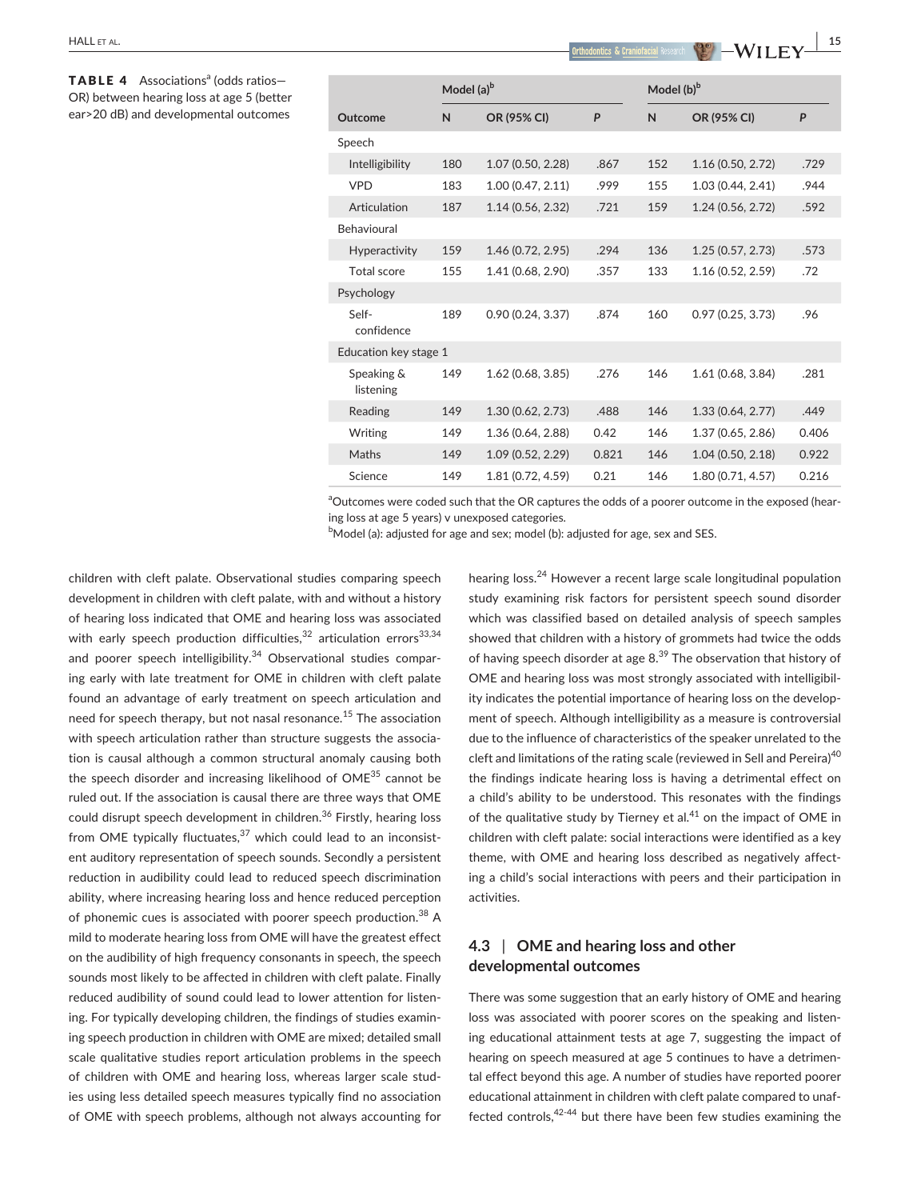**TABLE 4** Associations[a] (odds ratios—OR) between hearing loss at age 5 (better ear>20 dB) and developmental outcomes

| | Model (a)[b] | | | Model (b)[b] | | |
|---|---|---|---|---|---|---|
| Outcome | N | OR (95% CI) | P | N | OR (95% CI) | P |
| Speech | | | | | | |
| Intelligibility | 180 | 1.07 (0.50, 2.28) | .867 | 152 | 1.16 (0.50, 2.72) | .729 |
| VPD | 183 | 1.00 (0.47, 2.11) | .999 | 155 | 1.03 (0.44, 2.41) | .944 |
| Articulation | 187 | 1.14 (0.56, 2.32) | .721 | 159 | 1.24 (0.56, 2.72) | .592 |
| Behavioural | | | | | | |
| Hyperactivity | 159 | 1.46 (0.72, 2.95) | .294 | 136 | 1.25 (0.57, 2.73) | .573 |
| Total score | 155 | 1.41 (0.68, 2.90) | .357 | 133 | 1.16 (0.52, 2.59) | .72 |
| Psychology | | | | | | |
| Self-confidence | 189 | 0.90 (0.24, 3.37) | .874 | 160 | 0.97 (0.25, 3.73) | .96 |
| Education key stage 1 | | | | | | |
| Speaking & listening | 149 | 1.62 (0.68, 3.85) | .276 | 146 | 1.61 (0.68, 3.84) | .281 |
| Reading | 149 | 1.30 (0.62, 2.73) | .488 | 146 | 1.33 (0.64, 2.77) | .449 |
| Writing | 149 | 1.36 (0.64, 2.88) | 0.42 | 146 | 1.37 (0.65, 2.86) | 0.406 |
| Maths | 149 | 1.09 (0.52, 2.29) | 0.821 | 146 | 1.04 (0.50, 2.18) | 0.922 |
| Science | 149 | 1.81 (0.72, 4.59) | 0.21 | 146 | 1.80 (0.71, 4.57) | 0.216 |

[a]Outcomes were coded such that the OR captures the odds of a poorer outcome in the exposed (hearing loss at age 5 years) v unexposed categories.
[b]Model (a): adjusted for age and sex; model (b): adjusted for age, sex and SES.

children with cleft palate. Observational studies comparing speech development in children with cleft palate, with and without a history of hearing loss indicated that OME and hearing loss was associated with early speech production difficulties,[32] articulation errors[33,34] and poorer speech intelligibility.[34] Observational studies comparing early with late treatment for OME in children with cleft palate found an advantage of early treatment on speech articulation and need for speech therapy, but not nasal resonance.[15] The association with speech articulation rather than structure suggests the association is causal although a common structural anomaly causing both the speech disorder and increasing likelihood of OME[35] cannot be ruled out. If the association is causal there are three ways that OME could disrupt speech development in children.[36] Firstly, hearing loss from OME typically fluctuates,[37] which could lead to an inconsistent auditory representation of speech sounds. Secondly a persistent reduction in audibility could lead to reduced speech discrimination ability, where increasing hearing loss and hence reduced perception of phonemic cues is associated with poorer speech production.[38] A mild to moderate hearing loss from OME will have the greatest effect on the audibility of high frequency consonants in speech, the speech sounds most likely to be affected in children with cleft palate. Finally reduced audibility of sound could lead to lower attention for listening. For typically developing children, the findings of studies examining speech production in children with OME are mixed; detailed small scale qualitative studies report articulation problems in the speech of children with OME and hearing loss, whereas larger scale studies using less detailed speech measures typically find no association of OME with speech problems, although not always accounting for hearing loss.[24] However a recent large scale longitudinal population study examining risk factors for persistent speech sound disorder which was classified based on detailed analysis of speech samples showed that children with a history of grommets had twice the odds of having speech disorder at age 8.[39] The observation that history of OME and hearing loss was most strongly associated with intelligibility indicates the potential importance of hearing loss on the development of speech. Although intelligibility as a measure is controversial due to the influence of characteristics of the speaker unrelated to the cleft and limitations of the rating scale (reviewed in Sell and Pereira)[40] the findings indicate hearing loss is having a detrimental effect on a child's ability to be understood. This resonates with the findings of the qualitative study by Tierney et al.[41] on the impact of OME in children with cleft palate: social interactions were identified as a key theme, with OME and hearing loss described as negatively affecting a child's social interactions with peers and their participation in activities.

### 4.3 | OME and hearing loss and other developmental outcomes

There was some suggestion that an early history of OME and hearing loss was associated with poorer scores on the speaking and listening educational attainment tests at age 7, suggesting the impact of hearing on speech measured at age 5 continues to have a detrimental effect beyond this age. A number of studies have reported poorer educational attainment in children with cleft palate compared to unaffected controls,[42-44] but there have been few studies examining the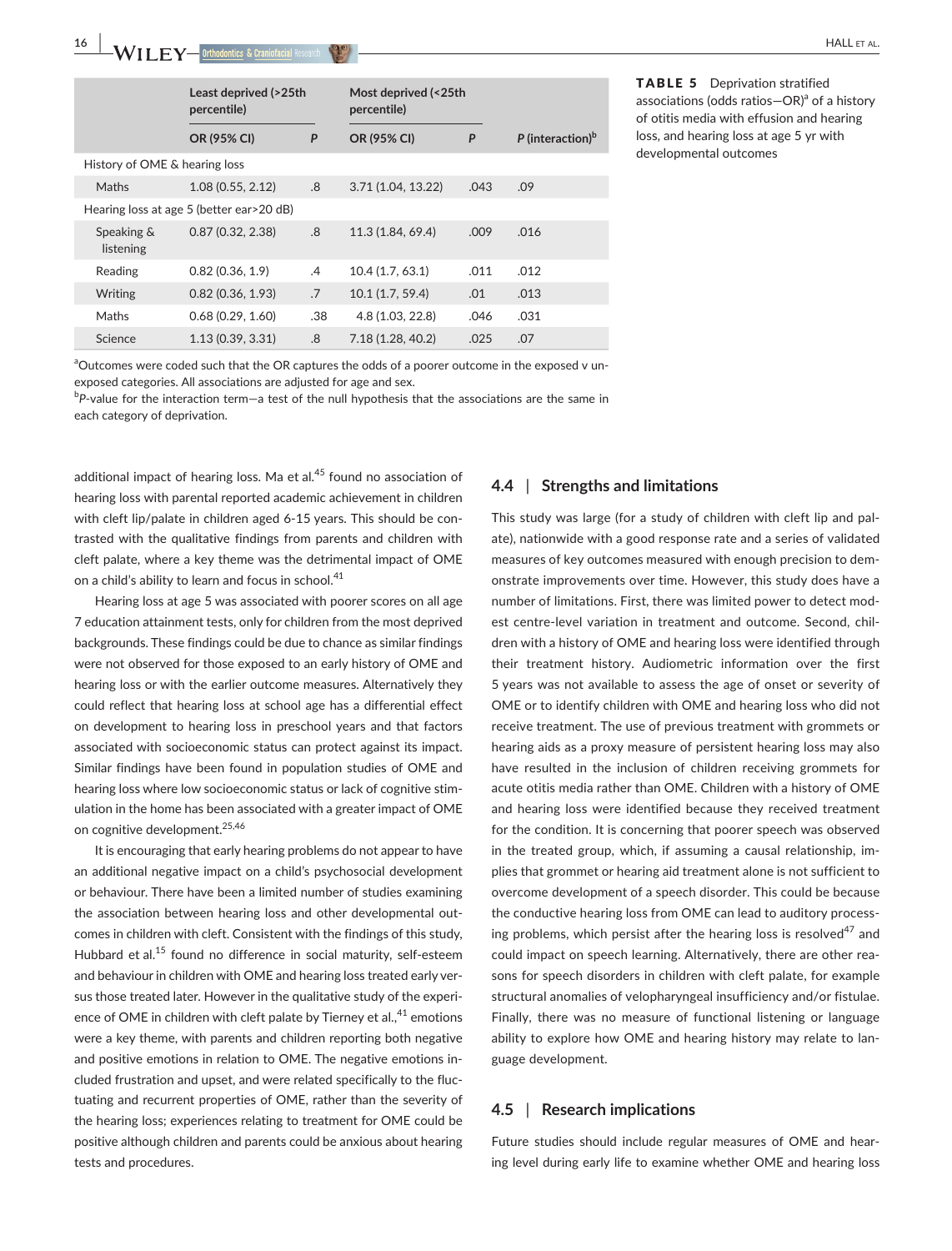**TABLE 5** Deprivation stratified associations (odds ratios—OR)[a] of a history of otitis media with effusion and hearing loss, and hearing loss at age 5 yr with developmental outcomes

| | Least deprived (>25th percentile) | | Most deprived (<25th percentile) | | |
|---|---|---|---|---|---|
| | OR (95% CI) | P | OR (95% CI) | P | P (interaction)[b] |
| History of OME & hearing loss | | | | | |
| Maths | 1.08 (0.55, 2.12) | .8 | 3.71 (1.04, 13.22) | .043 | .09 |
| Hearing loss at age 5 (better ear>20 dB) | | | | | |
| Speaking & listening | 0.87 (0.32, 2.38) | .8 | 11.3 (1.84, 69.4) | .009 | .016 |
| Reading | 0.82 (0.36, 1.9) | .4 | 10.4 (1.7, 63.1) | .011 | .012 |
| Writing | 0.82 (0.36, 1.93) | .7 | 10.1 (1.7, 59.4) | .01 | .013 |
| Maths | 0.68 (0.29, 1.60) | .38 | 4.8 (1.03, 22.8) | .046 | .031 |
| Science | 1.13 (0.39, 3.31) | .8 | 7.18 (1.28, 40.2) | .025 | .07 |

[a]Outcomes were coded such that the OR captures the odds of a poorer outcome in the exposed v unexposed categories. All associations are adjusted for age and sex.
[b]P-value for the interaction term—a test of the null hypothesis that the associations are the same in each category of deprivation.

additional impact of hearing loss. Ma et al.[45] found no association of hearing loss with parental reported academic achievement in children with cleft lip/palate in children aged 6-15 years. This should be contrasted with the qualitative findings from parents and children with cleft palate, where a key theme was the detrimental impact of OME on a child's ability to learn and focus in school.[41]

Hearing loss at age 5 was associated with poorer scores on all age 7 education attainment tests, only for children from the most deprived backgrounds. These findings could be due to chance as similar findings were not observed for those exposed to an early history of OME and hearing loss or with the earlier outcome measures. Alternatively they could reflect that hearing loss at school age has a differential effect on development to hearing loss in preschool years and that factors associated with socioeconomic status can protect against its impact. Similar findings have been found in population studies of OME and hearing loss where low socioeconomic status or lack of cognitive stimulation in the home has been associated with a greater impact of OME on cognitive development.[25,46]

It is encouraging that early hearing problems do not appear to have an additional negative impact on a child's psychosocial development or behaviour. There have been a limited number of studies examining the association between hearing loss and other developmental outcomes in children with cleft. Consistent with the findings of this study, Hubbard et al.[15] found no difference in social maturity, self-esteem and behaviour in children with OME and hearing loss treated early versus those treated later. However in the qualitative study of the experience of OME in children with cleft palate by Tierney et al.,[41] emotions were a key theme, with parents and children reporting both negative and positive emotions in relation to OME. The negative emotions included frustration and upset, and were related specifically to the fluctuating and recurrent properties of OME, rather than the severity of the hearing loss; experiences relating to treatment for OME could be positive although children and parents could be anxious about hearing tests and procedures.

### 4.4 | Strengths and limitations

This study was large (for a study of children with cleft lip and palate), nationwide with a good response rate and a series of validated measures of key outcomes measured with enough precision to demonstrate improvements over time. However, this study does have a number of limitations. First, there was limited power to detect modest centre-level variation in treatment and outcome. Second, children with a history of OME and hearing loss were identified through their treatment history. Audiometric information over the first 5 years was not available to assess the age of onset or severity of OME or to identify children with OME and hearing loss who did not receive treatment. The use of previous treatment with grommets or hearing aids as a proxy measure of persistent hearing loss may also have resulted in the inclusion of children receiving grommets for acute otitis media rather than OME. Children with a history of OME and hearing loss were identified because they received treatment for the condition. It is concerning that poorer speech was observed in the treated group, which, if assuming a causal relationship, implies that grommet or hearing aid treatment alone is not sufficient to overcome development of a speech disorder. This could be because the conductive hearing loss from OME can lead to auditory processing problems, which persist after the hearing loss is resolved[47] and could impact on speech learning. Alternatively, there are other reasons for speech disorders in children with cleft palate, for example structural anomalies of velopharyngeal insufficiency and/or fistulae. Finally, there was no measure of functional listening or language ability to explore how OME and hearing history may relate to language development.

### 4.5 | Research implications

Future studies should include regular measures of OME and hearing level during early life to examine whether OME and hearing loss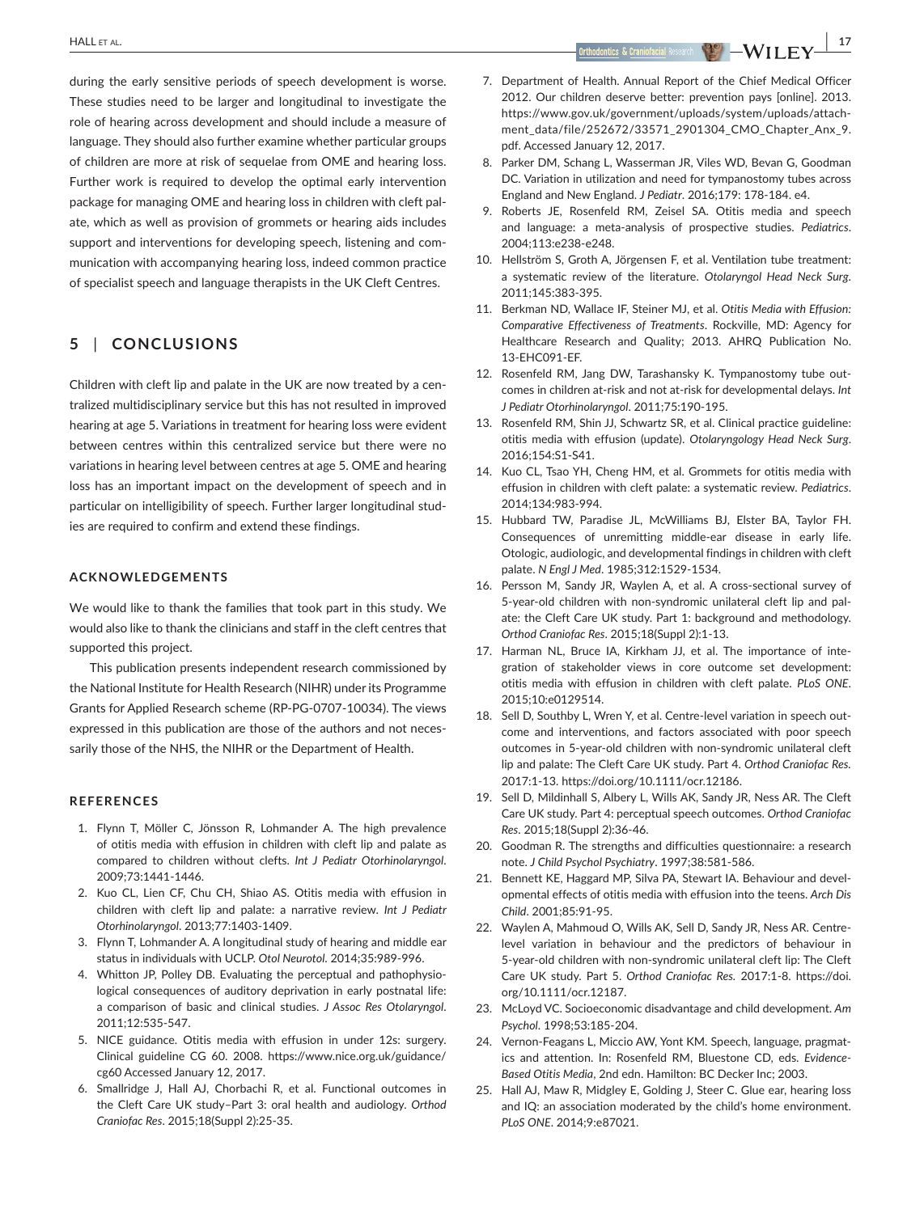during the early sensitive periods of speech development is worse. These studies need to be larger and longitudinal to investigate the role of hearing across development and should include a measure of language. They should also further examine whether particular groups of children are more at risk of sequelae from OME and hearing loss. Further work is required to develop the optimal early intervention package for managing OME and hearing loss in children with cleft palate, which as well as provision of grommets or hearing aids includes support and interventions for developing speech, listening and communication with accompanying hearing loss, indeed common practice of specialist speech and language therapists in the UK Cleft Centres.

## 5 | CONCLUSIONS

Children with cleft lip and palate in the UK are now treated by a centralized multidisciplinary service but this has not resulted in improved hearing at age 5. Variations in treatment for hearing loss were evident between centres within this centralized service but there were no variations in hearing level between centres at age 5. OME and hearing loss has an important impact on the development of speech and in particular on intelligibility of speech. Further larger longitudinal studies are required to confirm and extend these findings.

### ACKNOWLEDGEMENTS

We would like to thank the families that took part in this study. We would also like to thank the clinicians and staff in the cleft centres that supported this project.

This publication presents independent research commissioned by the National Institute for Health Research (NIHR) under its Programme Grants for Applied Research scheme (RP-PG-0707-10034). The views expressed in this publication are those of the authors and not necessarily those of the NHS, the NIHR or the Department of Health.

### REFERENCES

1. Flynn T, Möller C, Jönsson R, Lohmander A. The high prevalence of otitis media with effusion in children with cleft lip and palate as compared to children without clefts. *Int J Pediatr Otorhinolaryngol*. 2009;73:1441-1446.
2. Kuo CL, Lien CF, Chu CH, Shiao AS. Otitis media with effusion in children with cleft lip and palate: a narrative review. *Int J Pediatr Otorhinolaryngol*. 2013;77:1403-1409.
3. Flynn T, Lohmander A. A longitudinal study of hearing and middle ear status in individuals with UCLP. *Otol Neurotol*. 2014;35:989-996.
4. Whitton JP, Polley DB. Evaluating the perceptual and pathophysiological consequences of auditory deprivation in early postnatal life: a comparison of basic and clinical studies. *J Assoc Res Otolaryngol*. 2011;12:535-547.
5. NICE guidance. Otitis media with effusion in under 12s: surgery. Clinical guideline CG 60. 2008. https://www.nice.org.uk/guidance/cg60 Accessed January 12, 2017.
6. Smallridge J, Hall AJ, Chorbachi R, et al. Functional outcomes in the Cleft Care UK study–Part 3: oral health and audiology. *Orthod Craniofac Res*. 2015;18(Suppl 2):25-35.
7. Department of Health. Annual Report of the Chief Medical Officer 2012. Our children deserve better: prevention pays [online]. 2013. https://www.gov.uk/government/uploads/system/uploads/attachment_data/file/252672/33571_2901304_CMO_Chapter_Anx_9.pdf. Accessed January 12, 2017.
8. Parker DM, Schang L, Wasserman JR, Viles WD, Bevan G, Goodman DC. Variation in utilization and need for tympanostomy tubes across England and New England. *J Pediatr*. 2016;179: 178-184. e4.
9. Roberts JE, Rosenfeld RM, Zeisel SA. Otitis media and speech and language: a meta-analysis of prospective studies. *Pediatrics*. 2004;113:e238-e248.
10. Hellström S, Groth A, Jörgensen F, et al. Ventilation tube treatment: a systematic review of the literature. *Otolaryngol Head Neck Surg*. 2011;145:383-395.
11. Berkman ND, Wallace IF, Steiner MJ, et al. *Otitis Media with Effusion: Comparative Effectiveness of Treatments*. Rockville, MD: Agency for Healthcare Research and Quality; 2013. AHRQ Publication No. 13-EHC091-EF.
12. Rosenfeld RM, Jang DW, Tarashansky K. Tympanostomy tube outcomes in children at-risk and not at-risk for developmental delays. *Int J Pediatr Otorhinolaryngol*. 2011;75:190-195.
13. Rosenfeld RM, Shin JJ, Schwartz SR, et al. Clinical practice guideline: otitis media with effusion (update). *Otolaryngology Head Neck Surg*. 2016;154:S1-S41.
14. Kuo CL, Tsao YH, Cheng HM, et al. Grommets for otitis media with effusion in children with cleft palate: a systematic review. *Pediatrics*. 2014;134:983-994.
15. Hubbard TW, Paradise JL, McWilliams BJ, Elster BA, Taylor FH. Consequences of unremitting middle-ear disease in early life. Otologic, audiologic, and developmental findings in children with cleft palate. *N Engl J Med*. 1985;312:1529-1534.
16. Persson M, Sandy JR, Waylen A, et al. A cross-sectional survey of 5-year-old children with non-syndromic unilateral cleft lip and palate: the Cleft Care UK study. Part 1: background and methodology. *Orthod Craniofac Res*. 2015;18(Suppl 2):1-13.
17. Harman NL, Bruce IA, Kirkham JJ, et al. The importance of integration of stakeholder views in core outcome set development: otitis media with effusion in children with cleft palate. *PLoS ONE*. 2015;10:e0129514.
18. Sell D, Southby L, Wren Y, et al. Centre-level variation in speech outcome and interventions, and factors associated with poor speech outcomes in 5-year-old children with non-syndromic unilateral cleft lip and palate: The Cleft Care UK study. Part 4. *Orthod Craniofac Res*. 2017:1-13. https://doi.org/10.1111/ocr.12186.
19. Sell D, Mildinhall S, Albery L, Wills AK, Sandy JR, Ness AR. The Cleft Care UK study. Part 4: perceptual speech outcomes. *Orthod Craniofac Res*. 2015;18(Suppl 2):36-46.
20. Goodman R. The strengths and difficulties questionnaire: a research note. *J Child Psychol Psychiatry*. 1997;38:581-586.
21. Bennett KE, Haggard MP, Silva PA, Stewart IA. Behaviour and developmental effects of otitis media with effusion into the teens. *Arch Dis Child*. 2001;85:91-95.
22. Waylen A, Mahmoud O, Wills AK, Sell D, Sandy JR, Ness AR. Centre-level variation in behaviour and the predictors of behaviour in 5-year-old children with non-syndromic unilateral cleft lip: The Cleft Care UK study. Part 5. *Orthod Craniofac Res*. 2017:1-8. https://doi.org/10.1111/ocr.12187.
23. McLoyd VC. Socioeconomic disadvantage and child development. *Am Psychol*. 1998;53:185-204.
24. Vernon-Feagans L, Miccio AW, Yont KM. Speech, language, pragmatics and attention. In: Rosenfeld RM, Bluestone CD, eds. *Evidence-Based Otitis Media*, 2nd edn. Hamilton: BC Decker Inc; 2003.
25. Hall AJ, Maw R, Midgley E, Golding J, Steer C. Glue ear, hearing loss and IQ: an association moderated by the child's home environment. *PLoS ONE*. 2014;9:e87021.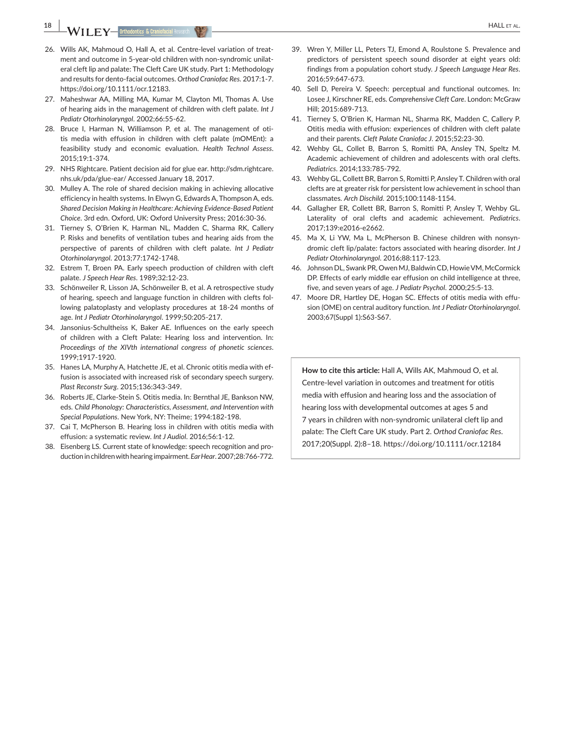26. Wills AK, Mahmoud O, Hall A, et al. Centre-level variation of treatment and outcome in 5-year-old children with non-syndromic unilateral cleft lip and palate: The Cleft Care UK study. Part 1: Methodology and results for dento-facial outcomes. *Orthod Craniofac Res*. 2017:1-7. https://doi.org/10.1111/ocr.12183.
27. Maheshwar AA, Milling MA, Kumar M, Clayton MI, Thomas A. Use of hearing aids in the management of children with cleft palate. *Int J Pediatr Otorhinolaryngol*. 2002;66:55-62.
28. Bruce I, Harman N, Williamson P, et al. The management of otitis media with effusion in children with cleft palate (mOMEnt): a feasibility study and economic evaluation. *Health Technol Assess*. 2015;19:1-374.
29. NHS Rightcare. Patient decision aid for glue ear. http://sdm.rightcare.nhs.uk/pda/glue-ear/ Accessed January 18, 2017.
30. Mulley A. The role of shared decision making in achieving allocative efficiency in health systems. In Elwyn G, Edwards A, Thompson A, eds. *Shared Decision Making in Healthcare: Achieving Evidence-Based Patient Choice*. 3rd edn. Oxford, UK: Oxford University Press; 2016:30-36.
31. Tierney S, O'Brien K, Harman NL, Madden C, Sharma RK, Callery P. Risks and benefits of ventilation tubes and hearing aids from the perspective of parents of children with cleft palate. *Int J Pediatr Otorhinolaryngol*. 2013;77:1742-1748.
32. Estrem T, Broen PA. Early speech production of children with cleft palate. *J Speech Hear Res*. 1989;32:12-23.
33. Schönweiler R, Lisson JA, Schönweiler B, et al. A retrospective study of hearing, speech and language function in children with clefts following palatoplasty and veloplasty procedures at 18-24 months of age. *Int J Pediatr Otorhinolaryngol*. 1999;50:205-217.
34. Jansonius-Schultheiss K, Baker AE. Influences on the early speech of children with a Cleft Palate: Hearing loss and intervention. In: *Proceedings of the XIVth international congress of phonetic sciences*. 1999;1917-1920.
35. Hanes LA, Murphy A, Hatchette JE, et al. Chronic otitis media with effusion is associated with increased risk of secondary speech surgery. *Plast Reconstr Surg*. 2015;136:343-349.
36. Roberts JE, Clarke-Stein S. Otitis media. In: Bernthal JE, Bankson NW, eds. *Child Phonology: Characteristics, Assessment, and Intervention with Special Populations*. New York, NY: Thieme; 1994:182-198.
37. Cai T, McPherson B. Hearing loss in children with otitis media with effusion: a systematic review. *Int J Audiol*. 2016;56:1-12.
38. Eisenberg LS. Current state of knowledge: speech recognition and production in children with hearing impairment. *Ear Hear*. 2007;28:766-772.
39. Wren Y, Miller LL, Peters TJ, Emond A, Roulstone S. Prevalence and predictors of persistent speech sound disorder at eight years old: findings from a population cohort study. *J Speech Language Hear Res*. 2016;59:647-673.
40. Sell D, Pereira V. Speech: perceptual and functional outcomes. In: Losee J, Kirschner RE, eds. *Comprehensive Cleft Care*. London: McGraw Hill; 2015:689-713.
41. Tierney S, O'Brien K, Harman NL, Sharma RK, Madden C, Callery P. Otitis media with effusion: experiences of children with cleft palate and their parents. *Cleft Palate Craniofac J*. 2015;52:23-30.
42. Wehby GL, Collet B, Barron S, Romitti PA, Ansley TN, Speltz M. Academic achievement of children and adolescents with oral clefts. *Pediatrics*. 2014;133:785-792.
43. Wehby GL, Collett BR, Barron S, Romitti P, Ansley T. Children with oral clefts are at greater risk for persistent low achievement in school than classmates. *Arch Dischild*. 2015;100:1148-1154.
44. Gallagher ER, Collett BR, Barron S, Romitti P, Ansley T, Wehby GL. Laterality of oral clefts and academic achievement. *Pediatrics*. 2017;139:e2016-e2662.
45. Ma X, Li YW, Ma L, McPherson B. Chinese children with nonsyndromic cleft lip/palate: factors associated with hearing disorder. *Int J Pediatr Otorhinolaryngol*. 2016;88:117-123.
46. Johnson DL, Swank PR, Owen MJ, Baldwin CD, Howie VM, McCormick DP. Effects of early middle ear effusion on child intelligence at three, five, and seven years of age. *J Pediatr Psychol*. 2000;25:5-13.
47. Moore DR, Hartley DE, Hogan SC. Effects of otitis media with effusion (OME) on central auditory function. *Int J Pediatr Otorhinolaryngol*. 2003;67(Suppl 1):S63-S67.

**How to cite this article:** Hall A, Wills AK, Mahmoud O, et al. Centre-level variation in outcomes and treatment for otitis media with effusion and hearing loss and the association of hearing loss with developmental outcomes at ages 5 and 7 years in children with non-syndromic unilateral cleft lip and palate: The Cleft Care UK study. Part 2. *Orthod Craniofac Res*. 2017;20(Suppl. 2):8–18. https://doi.org/10.1111/ocr.12184